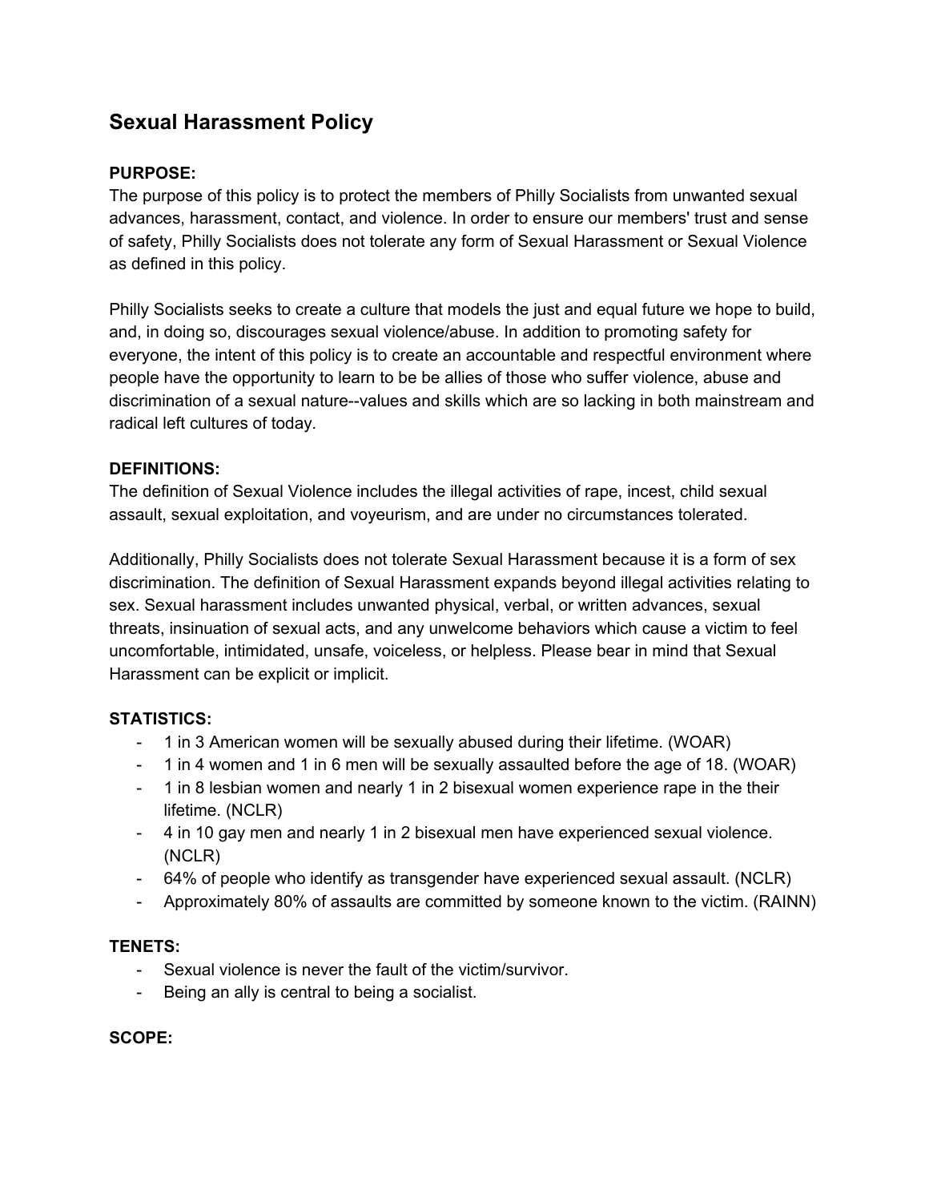## Sexual Harassment Policy

**PURPOSE:**
The purpose of this policy is to protect the members of Philly Socialists from unwanted sexual advances, harassment, contact, and violence. In order to ensure our members' trust and sense of safety, Philly Socialists does not tolerate any form of Sexual Harassment or Sexual Violence as defined in this policy.

Philly Socialists seeks to create a culture that models the just and equal future we hope to build, and, in doing so, discourages sexual violence/abuse. In addition to promoting safety for everyone, the intent of this policy is to create an accountable and respectful environment where people have the opportunity to learn to be be allies of those who suffer violence, abuse and discrimination of a sexual nature--values and skills which are so lacking in both mainstream and radical left cultures of today.

**DEFINITIONS:**
The definition of Sexual Violence includes the illegal activities of rape, incest, child sexual assault, sexual exploitation, and voyeurism, and are under no circumstances tolerated.

Additionally, Philly Socialists does not tolerate Sexual Harassment because it is a form of sex discrimination. The definition of Sexual Harassment expands beyond illegal activities relating to sex. Sexual harassment includes unwanted physical, verbal, or written advances, sexual threats, insinuation of sexual acts, and any unwelcome behaviors which cause a victim to feel uncomfortable, intimidated, unsafe, voiceless, or helpless. Please bear in mind that Sexual Harassment can be explicit or implicit.

**STATISTICS:**
- 1 in 3 American women will be sexually abused during their lifetime. (WOAR)
- 1 in 4 women and 1 in 6 men will be sexually assaulted before the age of 18. (WOAR)
- 1 in 8 lesbian women and nearly 1 in 2 bisexual women experience rape in the their lifetime. (NCLR)
- 4 in 10 gay men and nearly 1 in 2 bisexual men have experienced sexual violence. (NCLR)
- 64% of people who identify as transgender have experienced sexual assault. (NCLR)
- Approximately 80% of assaults are committed by someone known to the victim. (RAINN)

**TENETS:**
- Sexual violence is never the fault of the victim/survivor.
- Being an ally is central to being a socialist.

**SCOPE:**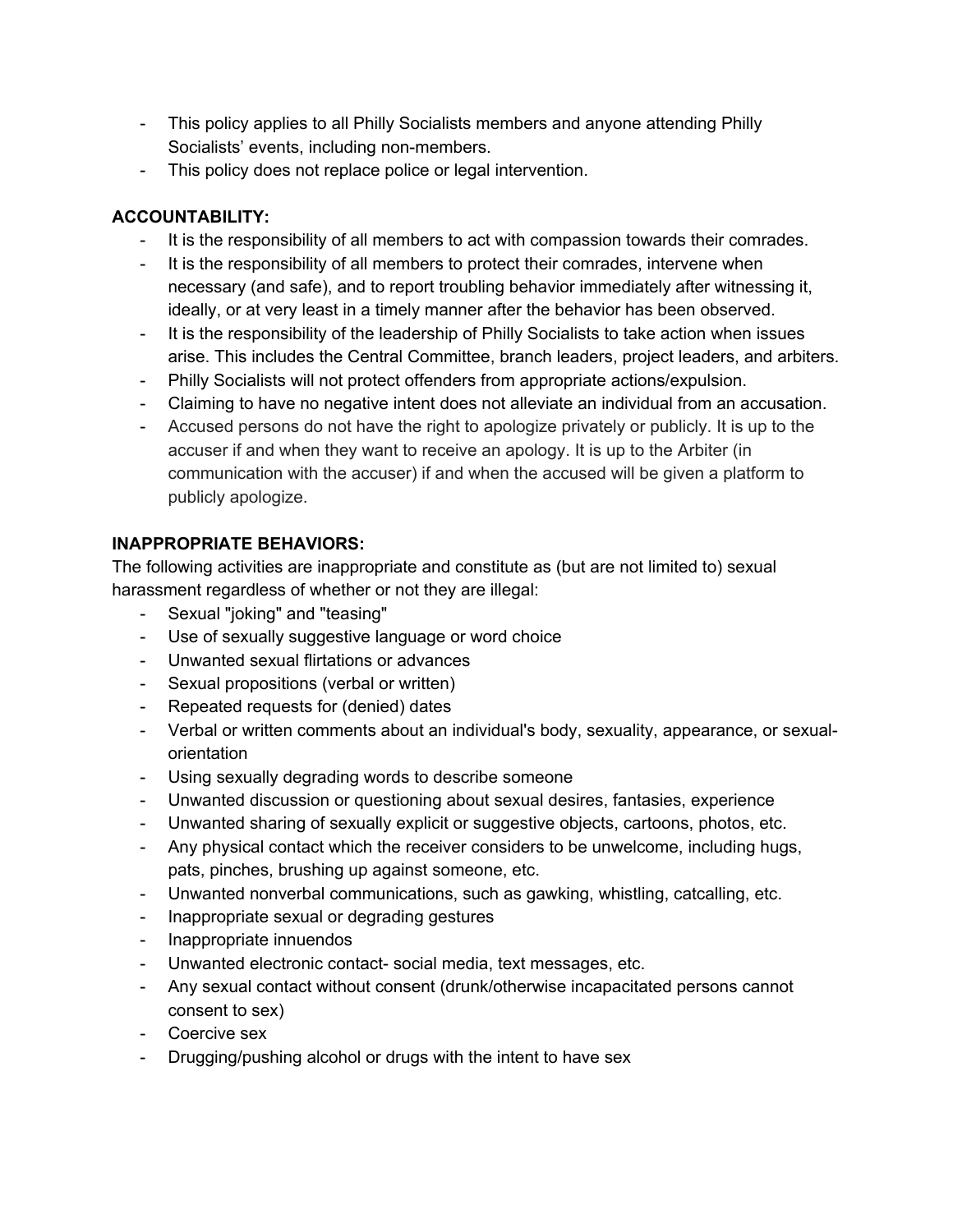- This policy applies to all Philly Socialists members and anyone attending Philly Socialists' events, including non-members.
- This policy does not replace police or legal intervention.

**ACCOUNTABILITY:**

- It is the responsibility of all members to act with compassion towards their comrades.
- It is the responsibility of all members to protect their comrades, intervene when necessary (and safe), and to report troubling behavior immediately after witnessing it, ideally, or at very least in a timely manner after the behavior has been observed.
- It is the responsibility of the leadership of Philly Socialists to take action when issues arise. This includes the Central Committee, branch leaders, project leaders, and arbiters.
- Philly Socialists will not protect offenders from appropriate actions/expulsion.
- Claiming to have no negative intent does not alleviate an individual from an accusation.
- Accused persons do not have the right to apologize privately or publicly. It is up to the accuser if and when they want to receive an apology. It is up to the Arbiter (in communication with the accuser) if and when the accused will be given a platform to publicly apologize.

**INAPPROPRIATE BEHAVIORS:**

The following activities are inappropriate and constitute as (but are not limited to) sexual harassment regardless of whether or not they are illegal:

- Sexual "joking" and "teasing"
- Use of sexually suggestive language or word choice
- Unwanted sexual flirtations or advances
- Sexual propositions (verbal or written)
- Repeated requests for (denied) dates
- Verbal or written comments about an individual's body, sexuality, appearance, or sexual-orientation
- Using sexually degrading words to describe someone
- Unwanted discussion or questioning about sexual desires, fantasies, experience
- Unwanted sharing of sexually explicit or suggestive objects, cartoons, photos, etc.
- Any physical contact which the receiver considers to be unwelcome, including hugs, pats, pinches, brushing up against someone, etc.
- Unwanted nonverbal communications, such as gawking, whistling, catcalling, etc.
- Inappropriate sexual or degrading gestures
- Inappropriate innuendos
- Unwanted electronic contact- social media, text messages, etc.
- Any sexual contact without consent (drunk/otherwise incapacitated persons cannot consent to sex)
- Coercive sex
- Drugging/pushing alcohol or drugs with the intent to have sex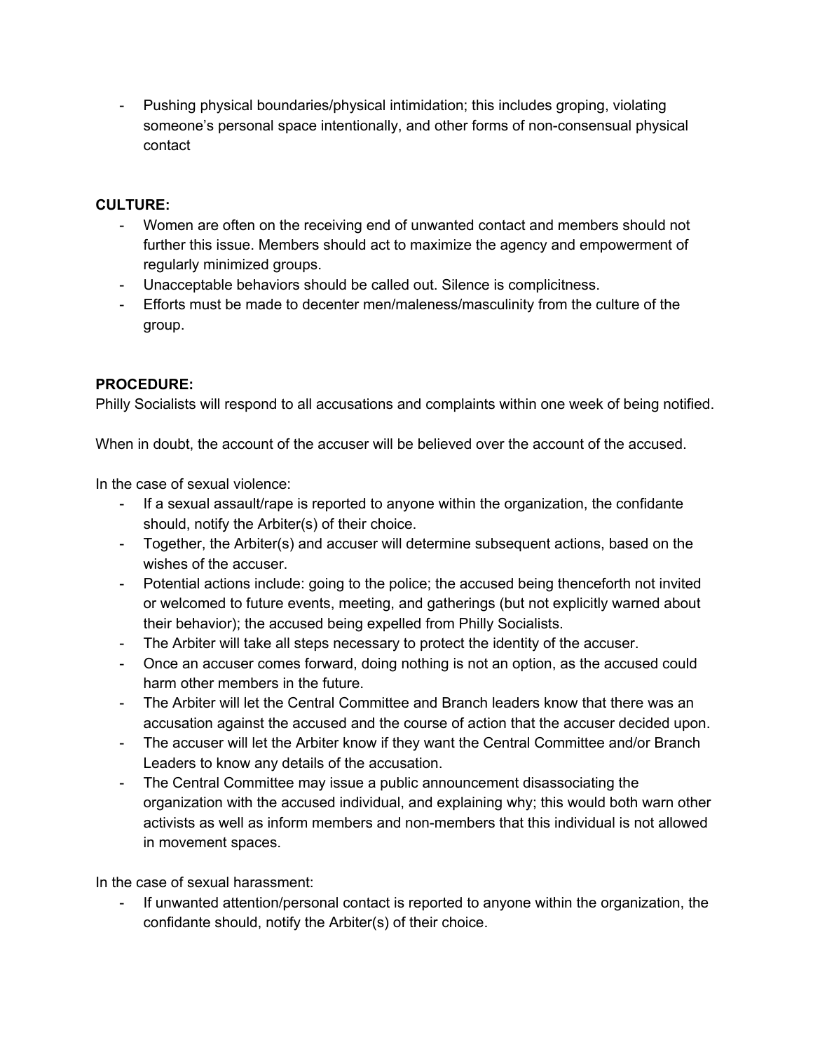- Pushing physical boundaries/physical intimidation; this includes groping, violating someone's personal space intentionally, and other forms of non-consensual physical contact

**CULTURE:**

- Women are often on the receiving end of unwanted contact and members should not further this issue. Members should act to maximize the agency and empowerment of regularly minimized groups.
- Unacceptable behaviors should be called out. Silence is complicitness.
- Efforts must be made to decenter men/maleness/masculinity from the culture of the group.

**PROCEDURE:**

Philly Socialists will respond to all accusations and complaints within one week of being notified.

When in doubt, the account of the accuser will be believed over the account of the accused.

In the case of sexual violence:

- If a sexual assault/rape is reported to anyone within the organization, the confidante should, notify the Arbiter(s) of their choice.
- Together, the Arbiter(s) and accuser will determine subsequent actions, based on the wishes of the accuser.
- Potential actions include: going to the police; the accused being thenceforth not invited or welcomed to future events, meeting, and gatherings (but not explicitly warned about their behavior); the accused being expelled from Philly Socialists.
- The Arbiter will take all steps necessary to protect the identity of the accuser.
- Once an accuser comes forward, doing nothing is not an option, as the accused could harm other members in the future.
- The Arbiter will let the Central Committee and Branch leaders know that there was an accusation against the accused and the course of action that the accuser decided upon.
- The accuser will let the Arbiter know if they want the Central Committee and/or Branch Leaders to know any details of the accusation.
- The Central Committee may issue a public announcement disassociating the organization with the accused individual, and explaining why; this would both warn other activists as well as inform members and non-members that this individual is not allowed in movement spaces.

In the case of sexual harassment:

- If unwanted attention/personal contact is reported to anyone within the organization, the confidante should, notify the Arbiter(s) of their choice.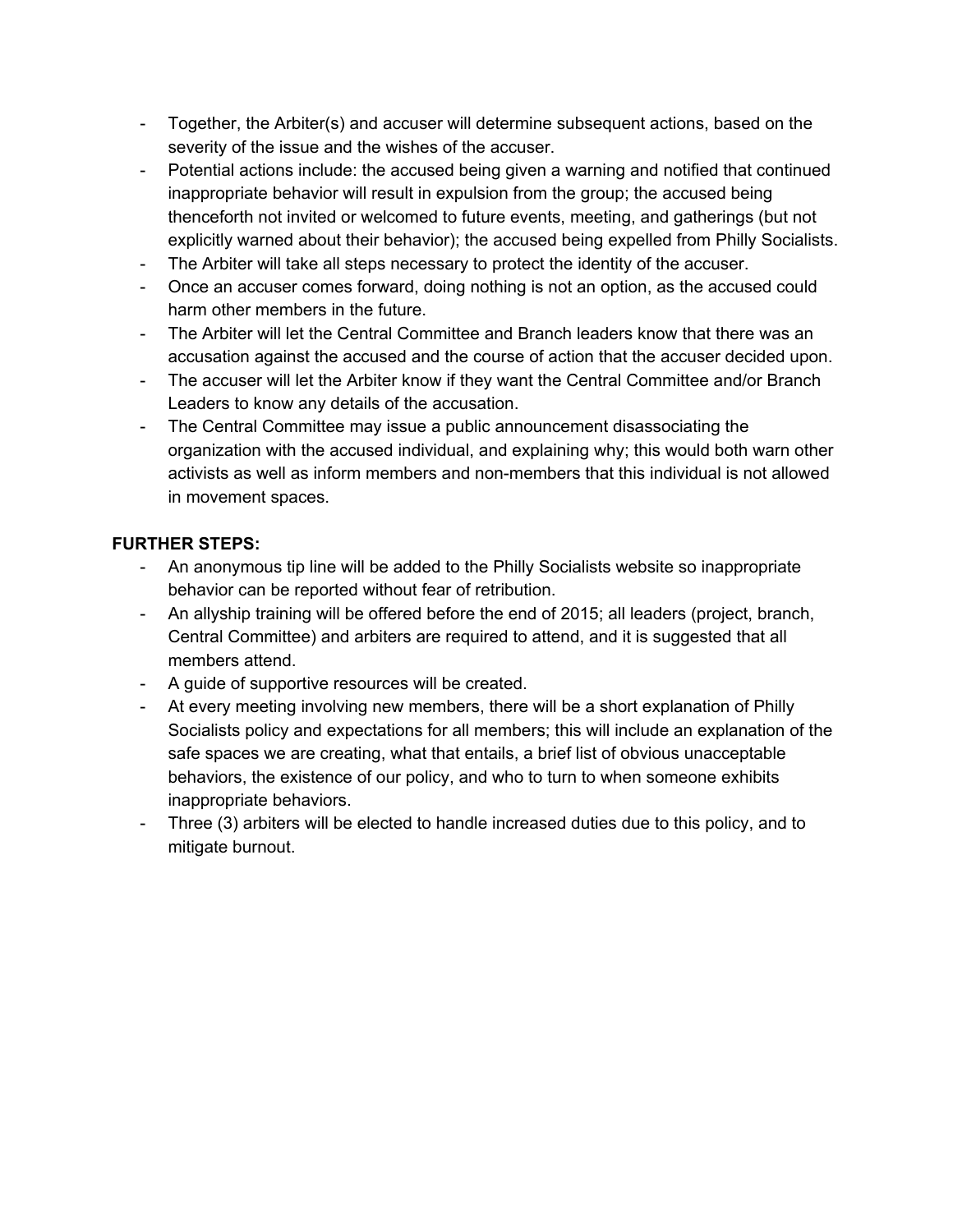- Together, the Arbiter(s) and accuser will determine subsequent actions, based on the severity of the issue and the wishes of the accuser.
- Potential actions include: the accused being given a warning and notified that continued inappropriate behavior will result in expulsion from the group; the accused being thenceforth not invited or welcomed to future events, meeting, and gatherings (but not explicitly warned about their behavior); the accused being expelled from Philly Socialists.
- The Arbiter will take all steps necessary to protect the identity of the accuser.
- Once an accuser comes forward, doing nothing is not an option, as the accused could harm other members in the future.
- The Arbiter will let the Central Committee and Branch leaders know that there was an accusation against the accused and the course of action that the accuser decided upon.
- The accuser will let the Arbiter know if they want the Central Committee and/or Branch Leaders to know any details of the accusation.
- The Central Committee may issue a public announcement disassociating the organization with the accused individual, and explaining why; this would both warn other activists as well as inform members and non-members that this individual is not allowed in movement spaces.

**FURTHER STEPS:**

- An anonymous tip line will be added to the Philly Socialists website so inappropriate behavior can be reported without fear of retribution.
- An allyship training will be offered before the end of 2015; all leaders (project, branch, Central Committee) and arbiters are required to attend, and it is suggested that all members attend.
- A guide of supportive resources will be created.
- At every meeting involving new members, there will be a short explanation of Philly Socialists policy and expectations for all members; this will include an explanation of the safe spaces we are creating, what that entails, a brief list of obvious unacceptable behaviors, the existence of our policy, and who to turn to when someone exhibits inappropriate behaviors.
- Three (3) arbiters will be elected to handle increased duties due to this policy, and to mitigate burnout.